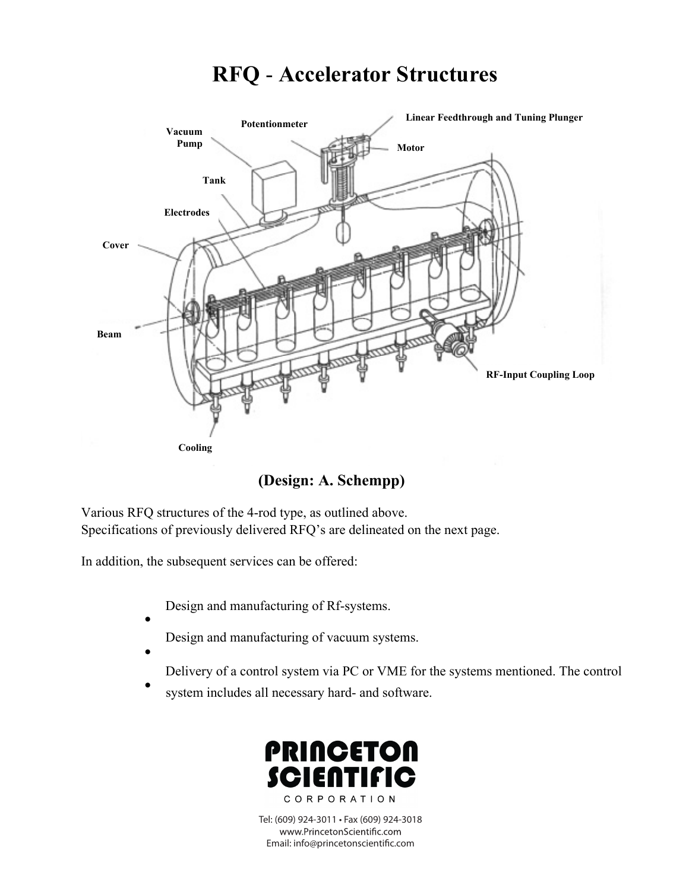# RFQ - Accelerator Structures

Potentionmeter

Linear Feedthrough and Tuning Plunger

Vacuum Pump

Motor

Tank

Electrodes

Cover

Beam

RF-Input Coupling Loop

Cooling

**(Design: A. Schempp)**

Various RFQ structures of the 4-rod type, as outlined above.
Specifications of previously delivered RFQ's are delineated on the next page.

In addition, the subsequent services can be offered:

- Design and manufacturing of Rf-systems.
- Design and manufacturing of vacuum systems.
- Delivery of a control system via PC or VME for the systems mentioned. The control system includes all necessary hard- and software.

**PRINCETON SCIENTIFIC**
CORPORATION

Tel: (609) 924-3011 • Fax (609) 924-3018
www.PrincetonScientific.com
Email: info@princetonscientific.com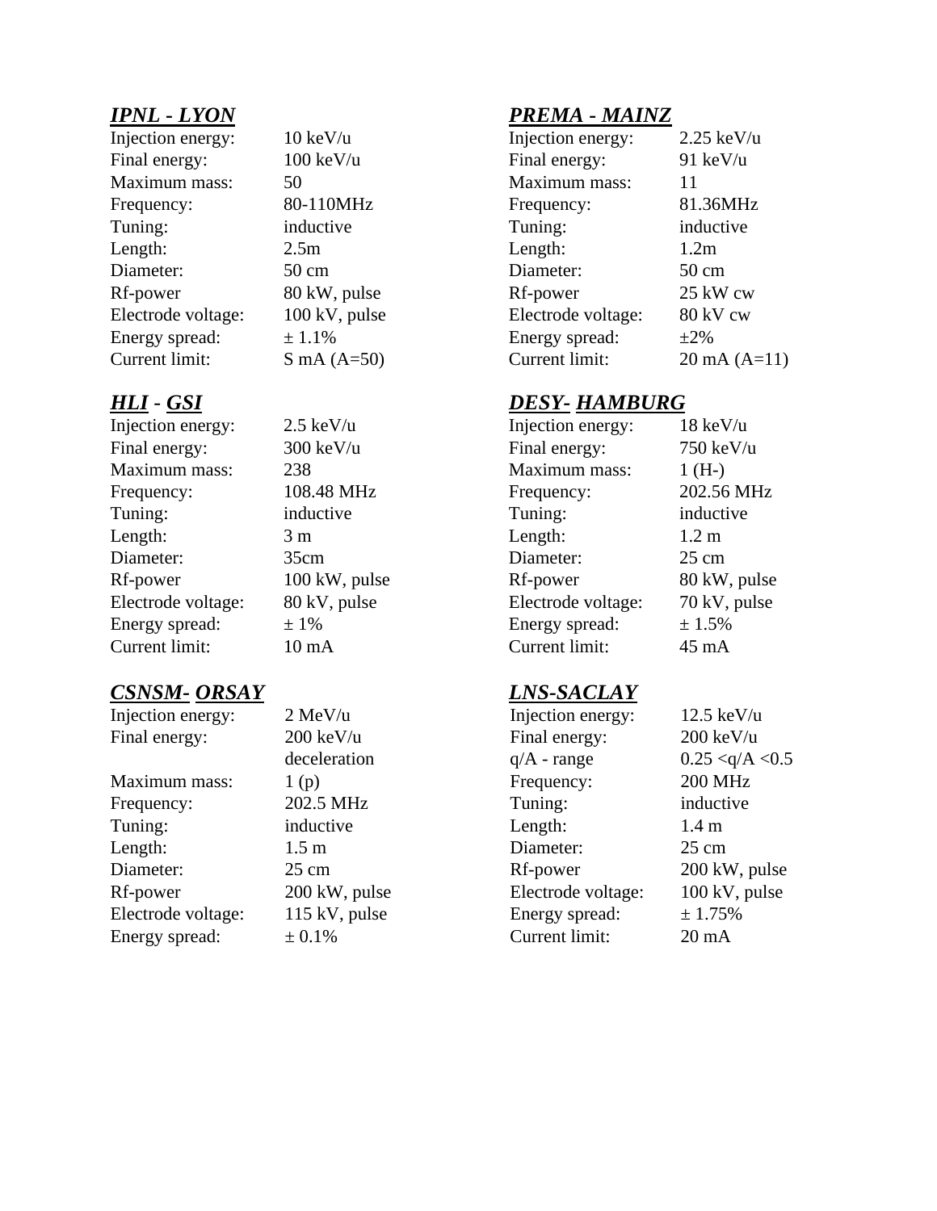### ***IPNL - LYON***

| | |
|---|---|
| Injection energy: | 10 keV/u |
| Final energy: | 100 keV/u |
| Maximum mass: | 50 |
| Frequency: | 80-110MHz |
| Tuning: | inductive |
| Length: | 2.5m |
| Diameter: | 50 cm |
| Rf-power | 80 kW, pulse |
| Electrode voltage: | 100 kV, pulse |
| Energy spread: | ± 1.1% |
| Current limit: | S mA (A=50) |

### ***HLI - GSI***

| | |
|---|---|
| Injection energy: | 2.5 keV/u |
| Final energy: | 300 keV/u |
| Maximum mass: | 238 |
| Frequency: | 108.48 MHz |
| Tuning: | inductive |
| Length: | 3 m |
| Diameter: | 35cm |
| Rf-power | 100 kW, pulse |
| Electrode voltage: | 80 kV, pulse |
| Energy spread: | ± 1% |
| Current limit: | 10 mA |

### ***CSNSM- ORSAY***

| | |
|---|---|
| Injection energy: | 2 MeV/u |
| Final energy: | 200 keV/u deceleration |
| Maximum mass: | 1 (p) |
| Frequency: | 202.5 MHz |
| Tuning: | inductive |
| Length: | 1.5 m |
| Diameter: | 25 cm |
| Rf-power | 200 kW, pulse |
| Electrode voltage: | 115 kV, pulse |
| Energy spread: | ± 0.1% |

### ***PREMA - MAINZ***

| | |
|---|---|
| Injection energy: | 2.25 keV/u |
| Final energy: | 91 keV/u |
| Maximum mass: | 11 |
| Frequency: | 81.36MHz |
| Tuning: | inductive |
| Length: | 1.2m |
| Diameter: | 50 cm |
| Rf-power | 25 kW cw |
| Electrode voltage: | 80 kV cw |
| Energy spread: | ±2% |
| Current limit: | 20 mA (A=11) |

### ***DESY- HAMBURG***

| | |
|---|---|
| Injection energy: | 18 keV/u |
| Final energy: | 750 keV/u |
| Maximum mass: | 1 (H-) |
| Frequency: | 202.56 MHz |
| Tuning: | inductive |
| Length: | 1.2 m |
| Diameter: | 25 cm |
| Rf-power | 80 kW, pulse |
| Electrode voltage: | 70 kV, pulse |
| Energy spread: | ± 1.5% |
| Current limit: | 45 mA |

### ***LNS-SACLAY***

| | |
|---|---|
| Injection energy: | 12.5 keV/u |
| Final energy: | 200 keV/u |
| q/A - range | $0.25 < q/A < 0.5$ |
| Frequency: | 200 MHz |
| Tuning: | inductive |
| Length: | 1.4 m |
| Diameter: | 25 cm |
| Rf-power | 200 kW, pulse |
| Electrode voltage: | 100 kV, pulse |
| Energy spread: | ± 1.75% |
| Current limit: | 20 mA |